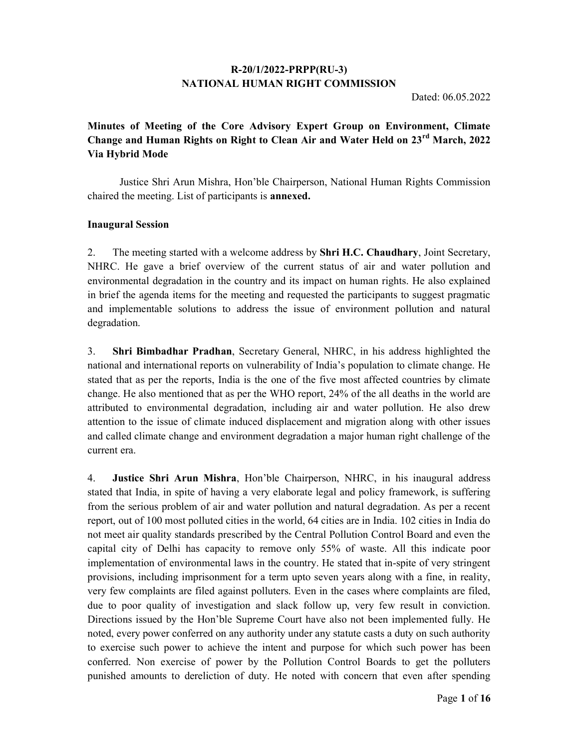**R-20/1/2022-PRPP(RU-3)**
**NATIONAL HUMAN RIGHT COMMISSION**

Dated: 06.05.2022

**Minutes of Meeting of the Core Advisory Expert Group on Environment, Climate Change and Human Rights on Right to Clean Air and Water Held on 23rd March, 2022 Via Hybrid Mode**

Justice Shri Arun Mishra, Hon'ble Chairperson, National Human Rights Commission chaired the meeting. List of participants is **annexed.**

**Inaugural Session**

2. The meeting started with a welcome address by **Shri H.C. Chaudhary**, Joint Secretary, NHRC. He gave a brief overview of the current status of air and water pollution and environmental degradation in the country and its impact on human rights. He also explained in brief the agenda items for the meeting and requested the participants to suggest pragmatic and implementable solutions to address the issue of environment pollution and natural degradation.

3. **Shri Bimbadhar Pradhan**, Secretary General, NHRC, in his address highlighted the national and international reports on vulnerability of India's population to climate change. He stated that as per the reports, India is the one of the five most affected countries by climate change. He also mentioned that as per the WHO report, 24% of the all deaths in the world are attributed to environmental degradation, including air and water pollution. He also drew attention to the issue of climate induced displacement and migration along with other issues and called climate change and environment degradation a major human right challenge of the current era.

4. **Justice Shri Arun Mishra**, Hon'ble Chairperson, NHRC, in his inaugural address stated that India, in spite of having a very elaborate legal and policy framework, is suffering from the serious problem of air and water pollution and natural degradation. As per a recent report, out of 100 most polluted cities in the world, 64 cities are in India. 102 cities in India do not meet air quality standards prescribed by the Central Pollution Control Board and even the capital city of Delhi has capacity to remove only 55% of waste. All this indicate poor implementation of environmental laws in the country. He stated that in-spite of very stringent provisions, including imprisonment for a term upto seven years along with a fine, in reality, very few complaints are filed against polluters. Even in the cases where complaints are filed, due to poor quality of investigation and slack follow up, very few result in conviction. Directions issued by the Hon'ble Supreme Court have also not been implemented fully. He noted, every power conferred on any authority under any statute casts a duty on such authority to exercise such power to achieve the intent and purpose for which such power has been conferred. Non exercise of power by the Pollution Control Boards to get the polluters punished amounts to dereliction of duty. He noted with concern that even after spending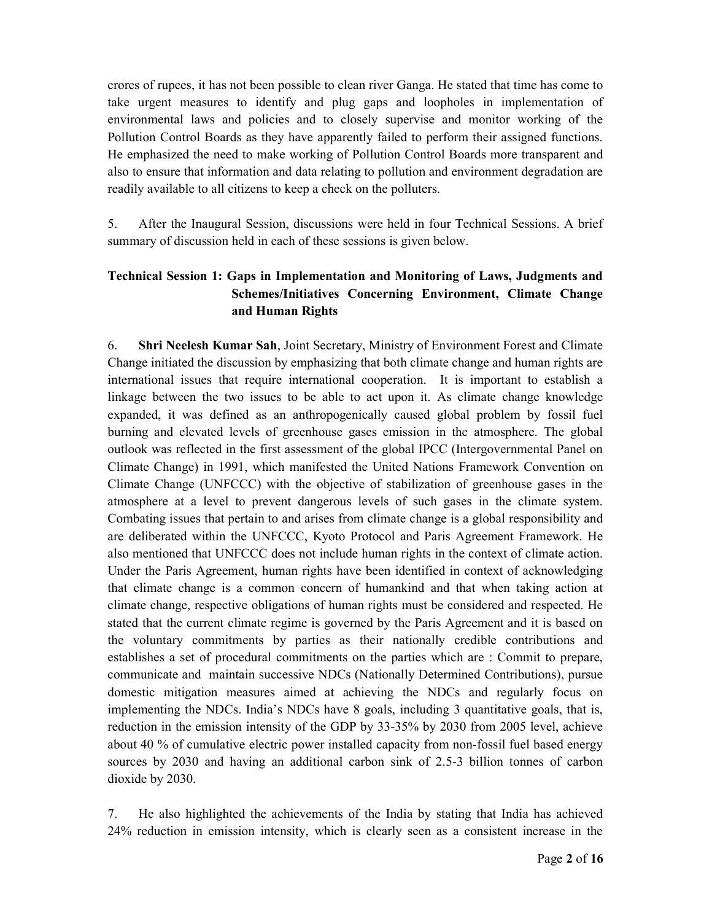crores of rupees, it has not been possible to clean river Ganga. He stated that time has come to take urgent measures to identify and plug gaps and loopholes in implementation of environmental laws and policies and to closely supervise and monitor working of the Pollution Control Boards as they have apparently failed to perform their assigned functions. He emphasized the need to make working of Pollution Control Boards more transparent and also to ensure that information and data relating to pollution and environment degradation are readily available to all citizens to keep a check on the polluters.

5. After the Inaugural Session, discussions were held in four Technical Sessions. A brief summary of discussion held in each of these sessions is given below.

### Technical Session 1: Gaps in Implementation and Monitoring of Laws, Judgments and Schemes/Initiatives Concerning Environment, Climate Change and Human Rights

6. **Shri Neelesh Kumar Sah**, Joint Secretary, Ministry of Environment Forest and Climate Change initiated the discussion by emphasizing that both climate change and human rights are international issues that require international cooperation. It is important to establish a linkage between the two issues to be able to act upon it. As climate change knowledge expanded, it was defined as an anthropogenically caused global problem by fossil fuel burning and elevated levels of greenhouse gases emission in the atmosphere. The global outlook was reflected in the first assessment of the global IPCC (Intergovernmental Panel on Climate Change) in 1991, which manifested the United Nations Framework Convention on Climate Change (UNFCCC) with the objective of stabilization of greenhouse gases in the atmosphere at a level to prevent dangerous levels of such gases in the climate system. Combating issues that pertain to and arises from climate change is a global responsibility and are deliberated within the UNFCCC, Kyoto Protocol and Paris Agreement Framework. He also mentioned that UNFCCC does not include human rights in the context of climate action. Under the Paris Agreement, human rights have been identified in context of acknowledging that climate change is a common concern of humankind and that when taking action at climate change, respective obligations of human rights must be considered and respected. He stated that the current climate regime is governed by the Paris Agreement and it is based on the voluntary commitments by parties as their nationally credible contributions and establishes a set of procedural commitments on the parties which are : Commit to prepare, communicate and maintain successive NDCs (Nationally Determined Contributions), pursue domestic mitigation measures aimed at achieving the NDCs and regularly focus on implementing the NDCs. India's NDCs have 8 goals, including 3 quantitative goals, that is, reduction in the emission intensity of the GDP by 33-35% by 2030 from 2005 level, achieve about 40 % of cumulative electric power installed capacity from non-fossil fuel based energy sources by 2030 and having an additional carbon sink of 2.5-3 billion tonnes of carbon dioxide by 2030.

7. He also highlighted the achievements of the India by stating that India has achieved 24% reduction in emission intensity, which is clearly seen as a consistent increase in the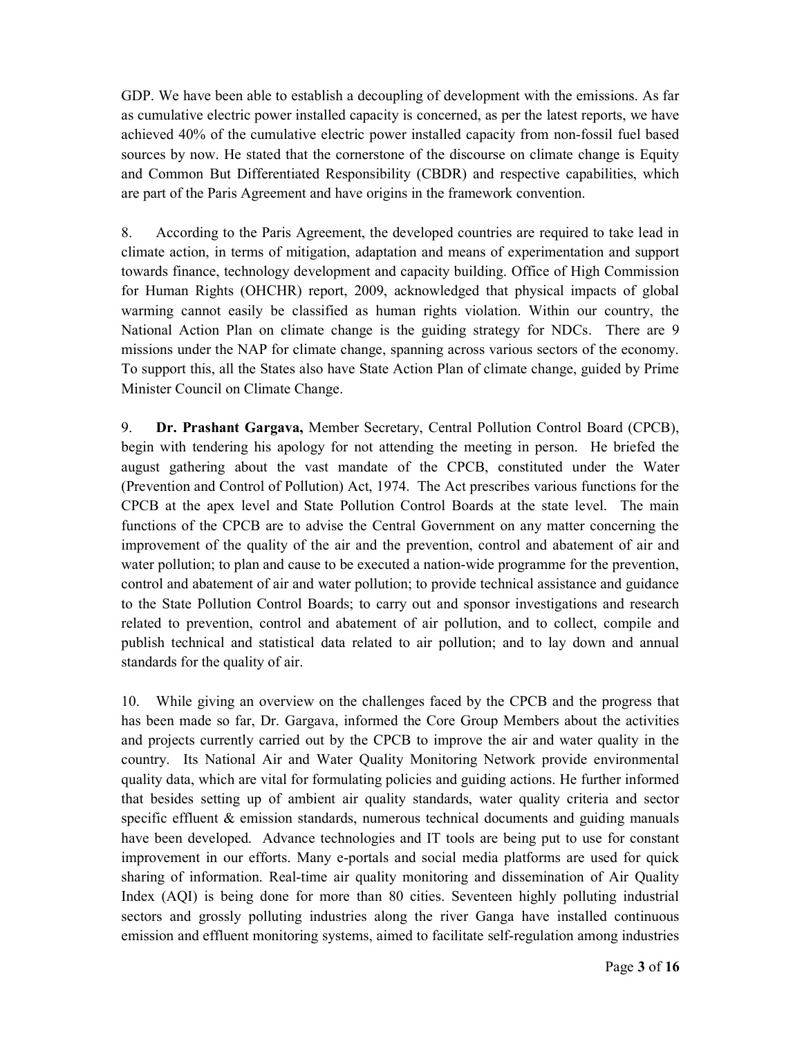GDP. We have been able to establish a decoupling of development with the emissions. As far as cumulative electric power installed capacity is concerned, as per the latest reports, we have achieved 40% of the cumulative electric power installed capacity from non-fossil fuel based sources by now. He stated that the cornerstone of the discourse on climate change is Equity and Common But Differentiated Responsibility (CBDR) and respective capabilities, which are part of the Paris Agreement and have origins in the framework convention.

8. According to the Paris Agreement, the developed countries are required to take lead in climate action, in terms of mitigation, adaptation and means of experimentation and support towards finance, technology development and capacity building. Office of High Commission for Human Rights (OHCHR) report, 2009, acknowledged that physical impacts of global warming cannot easily be classified as human rights violation. Within our country, the National Action Plan on climate change is the guiding strategy for NDCs. There are 9 missions under the NAP for climate change, spanning across various sectors of the economy. To support this, all the States also have State Action Plan of climate change, guided by Prime Minister Council on Climate Change.

9. **Dr. Prashant Gargava,** Member Secretary, Central Pollution Control Board (CPCB), begin with tendering his apology for not attending the meeting in person. He briefed the august gathering about the vast mandate of the CPCB, constituted under the Water (Prevention and Control of Pollution) Act, 1974. The Act prescribes various functions for the CPCB at the apex level and State Pollution Control Boards at the state level. The main functions of the CPCB are to advise the Central Government on any matter concerning the improvement of the quality of the air and the prevention, control and abatement of air and water pollution; to plan and cause to be executed a nation-wide programme for the prevention, control and abatement of air and water pollution; to provide technical assistance and guidance to the State Pollution Control Boards; to carry out and sponsor investigations and research related to prevention, control and abatement of air pollution, and to collect, compile and publish technical and statistical data related to air pollution; and to lay down and annual standards for the quality of air.

10. While giving an overview on the challenges faced by the CPCB and the progress that has been made so far, Dr. Gargava, informed the Core Group Members about the activities and projects currently carried out by the CPCB to improve the air and water quality in the country. Its National Air and Water Quality Monitoring Network provide environmental quality data, which are vital for formulating policies and guiding actions. He further informed that besides setting up of ambient air quality standards, water quality criteria and sector specific effluent & emission standards, numerous technical documents and guiding manuals have been developed. Advance technologies and IT tools are being put to use for constant improvement in our efforts. Many e-portals and social media platforms are used for quick sharing of information. Real-time air quality monitoring and dissemination of Air Quality Index (AQI) is being done for more than 80 cities. Seventeen highly polluting industrial sectors and grossly polluting industries along the river Ganga have installed continuous emission and effluent monitoring systems, aimed to facilitate self-regulation among industries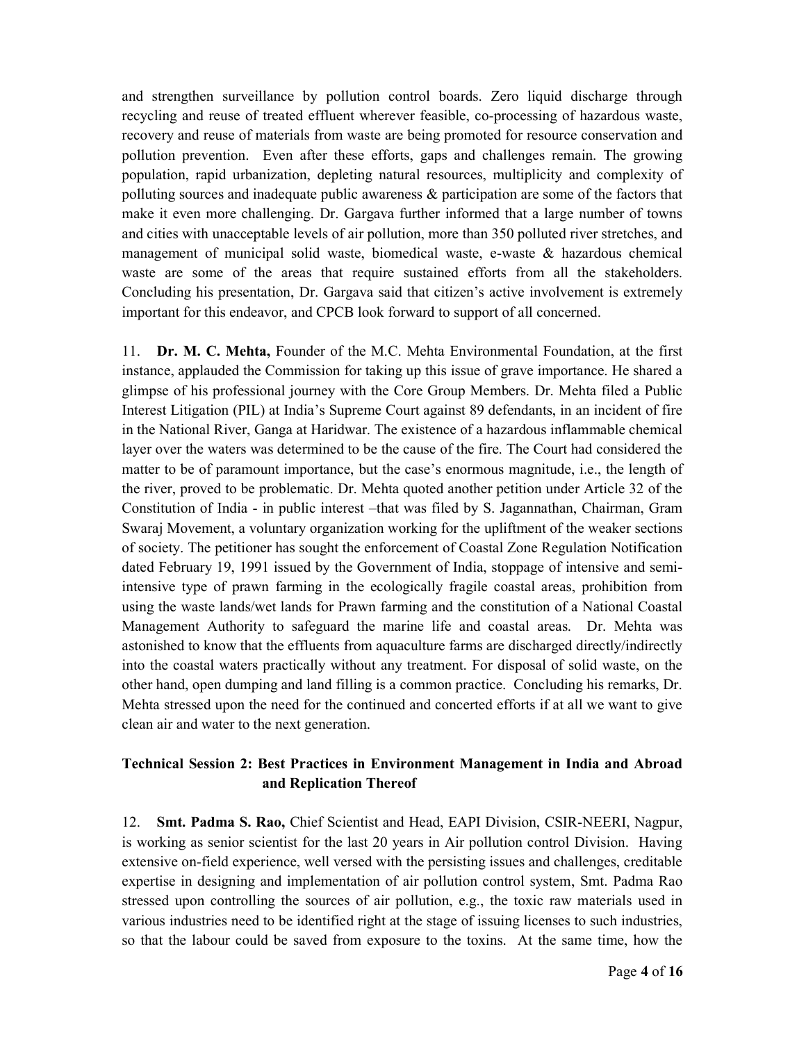and strengthen surveillance by pollution control boards. Zero liquid discharge through recycling and reuse of treated effluent wherever feasible, co-processing of hazardous waste, recovery and reuse of materials from waste are being promoted for resource conservation and pollution prevention. Even after these efforts, gaps and challenges remain. The growing population, rapid urbanization, depleting natural resources, multiplicity and complexity of polluting sources and inadequate public awareness & participation are some of the factors that make it even more challenging. Dr. Gargava further informed that a large number of towns and cities with unacceptable levels of air pollution, more than 350 polluted river stretches, and management of municipal solid waste, biomedical waste, e-waste & hazardous chemical waste are some of the areas that require sustained efforts from all the stakeholders. Concluding his presentation, Dr. Gargava said that citizen's active involvement is extremely important for this endeavor, and CPCB look forward to support of all concerned.

11. **Dr. M. C. Mehta,** Founder of the M.C. Mehta Environmental Foundation, at the first instance, applauded the Commission for taking up this issue of grave importance. He shared a glimpse of his professional journey with the Core Group Members. Dr. Mehta filed a Public Interest Litigation (PIL) at India's Supreme Court against 89 defendants, in an incident of fire in the National River, Ganga at Haridwar. The existence of a hazardous inflammable chemical layer over the waters was determined to be the cause of the fire. The Court had considered the matter to be of paramount importance, but the case's enormous magnitude, i.e., the length of the river, proved to be problematic. Dr. Mehta quoted another petition under Article 32 of the Constitution of India - in public interest –that was filed by S. Jagannathan, Chairman, Gram Swaraj Movement, a voluntary organization working for the upliftment of the weaker sections of society. The petitioner has sought the enforcement of Coastal Zone Regulation Notification dated February 19, 1991 issued by the Government of India, stoppage of intensive and semi-intensive type of prawn farming in the ecologically fragile coastal areas, prohibition from using the waste lands/wet lands for Prawn farming and the constitution of a National Coastal Management Authority to safeguard the marine life and coastal areas. Dr. Mehta was astonished to know that the effluents from aquaculture farms are discharged directly/indirectly into the coastal waters practically without any treatment. For disposal of solid waste, on the other hand, open dumping and land filling is a common practice. Concluding his remarks, Dr. Mehta stressed upon the need for the continued and concerted efforts if at all we want to give clean air and water to the next generation.

### Technical Session 2: Best Practices in Environment Management in India and Abroad and Replication Thereof

12. **Smt. Padma S. Rao,** Chief Scientist and Head, EAPI Division, CSIR-NEERI, Nagpur, is working as senior scientist for the last 20 years in Air pollution control Division. Having extensive on-field experience, well versed with the persisting issues and challenges, creditable expertise in designing and implementation of air pollution control system, Smt. Padma Rao stressed upon controlling the sources of air pollution, e.g., the toxic raw materials used in various industries need to be identified right at the stage of issuing licenses to such industries, so that the labour could be saved from exposure to the toxins. At the same time, how the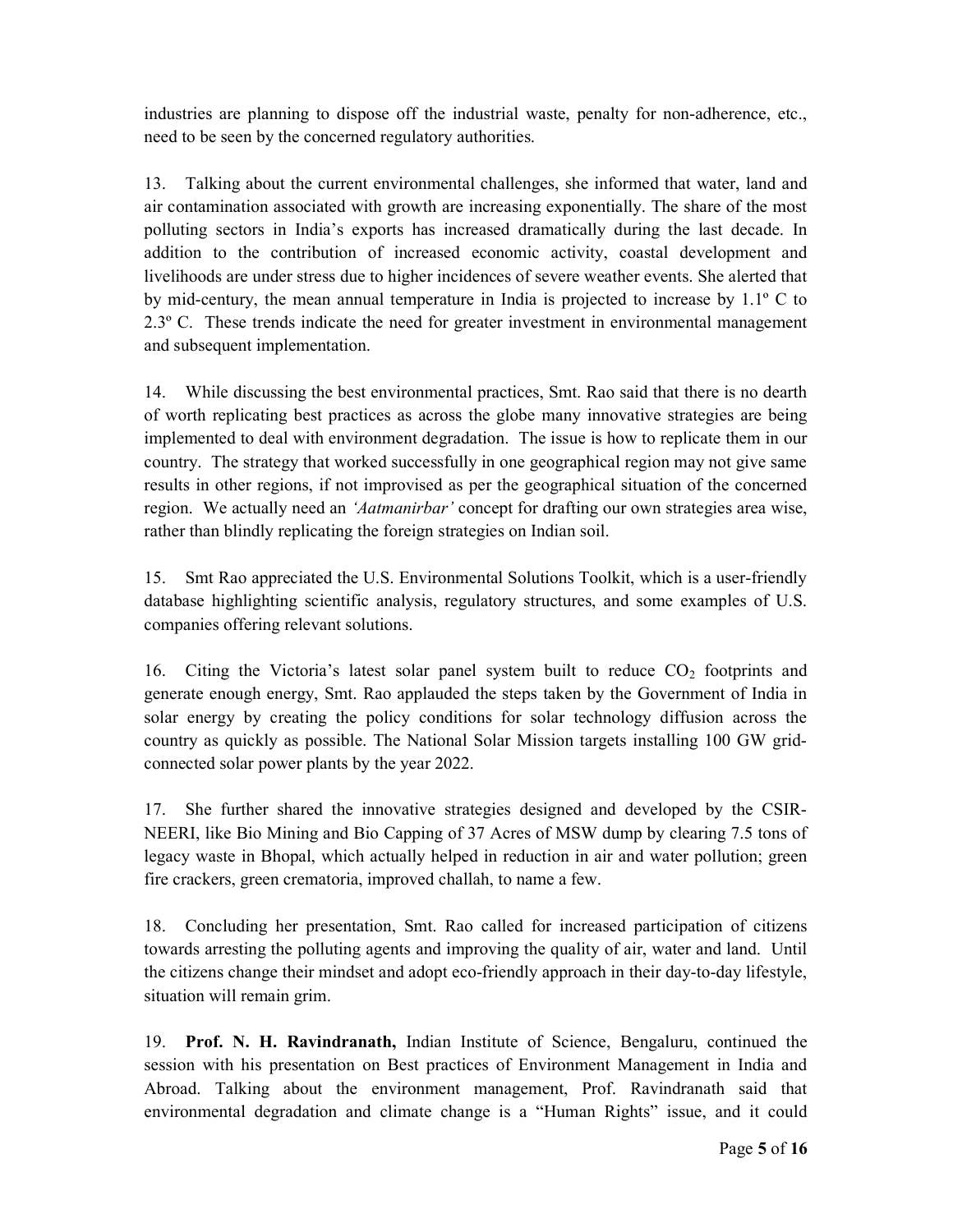industries are planning to dispose off the industrial waste, penalty for non-adherence, etc., need to be seen by the concerned regulatory authorities.

13. Talking about the current environmental challenges, she informed that water, land and air contamination associated with growth are increasing exponentially. The share of the most polluting sectors in India's exports has increased dramatically during the last decade. In addition to the contribution of increased economic activity, coastal development and livelihoods are under stress due to higher incidences of severe weather events. She alerted that by mid-century, the mean annual temperature in India is projected to increase by 1.1º C to 2.3º C. These trends indicate the need for greater investment in environmental management and subsequent implementation.

14. While discussing the best environmental practices, Smt. Rao said that there is no dearth of worth replicating best practices as across the globe many innovative strategies are being implemented to deal with environment degradation. The issue is how to replicate them in our country. The strategy that worked successfully in one geographical region may not give same results in other regions, if not improvised as per the geographical situation of the concerned region. We actually need an *'Aatmanirbar'* concept for drafting our own strategies area wise, rather than blindly replicating the foreign strategies on Indian soil.

15. Smt Rao appreciated the U.S. Environmental Solutions Toolkit, which is a user-friendly database highlighting scientific analysis, regulatory structures, and some examples of U.S. companies offering relevant solutions.

16. Citing the Victoria's latest solar panel system built to reduce $CO_2$ footprints and generate enough energy, Smt. Rao applauded the steps taken by the Government of India in solar energy by creating the policy conditions for solar technology diffusion across the country as quickly as possible. The National Solar Mission targets installing 100 GW grid-connected solar power plants by the year 2022.

17. She further shared the innovative strategies designed and developed by the CSIR-NEERI, like Bio Mining and Bio Capping of 37 Acres of MSW dump by clearing 7.5 tons of legacy waste in Bhopal, which actually helped in reduction in air and water pollution; green fire crackers, green crematoria, improved challah, to name a few.

18. Concluding her presentation, Smt. Rao called for increased participation of citizens towards arresting the polluting agents and improving the quality of air, water and land. Until the citizens change their mindset and adopt eco-friendly approach in their day-to-day lifestyle, situation will remain grim.

19. **Prof. N. H. Ravindranath,** Indian Institute of Science, Bengaluru, continued the session with his presentation on Best practices of Environment Management in India and Abroad. Talking about the environment management, Prof. Ravindranath said that environmental degradation and climate change is a "Human Rights" issue, and it could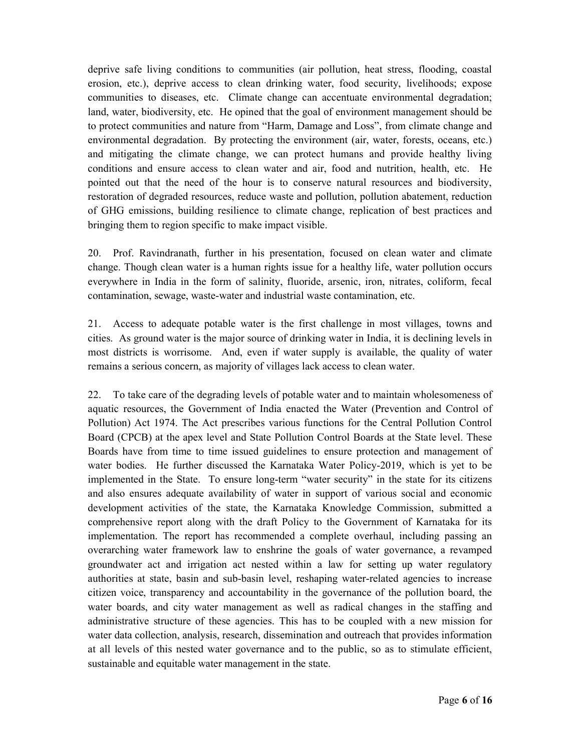deprive safe living conditions to communities (air pollution, heat stress, flooding, coastal erosion, etc.), deprive access to clean drinking water, food security, livelihoods; expose communities to diseases, etc. Climate change can accentuate environmental degradation; land, water, biodiversity, etc. He opined that the goal of environment management should be to protect communities and nature from "Harm, Damage and Loss", from climate change and environmental degradation. By protecting the environment (air, water, forests, oceans, etc.) and mitigating the climate change, we can protect humans and provide healthy living conditions and ensure access to clean water and air, food and nutrition, health, etc. He pointed out that the need of the hour is to conserve natural resources and biodiversity, restoration of degraded resources, reduce waste and pollution, pollution abatement, reduction of GHG emissions, building resilience to climate change, replication of best practices and bringing them to region specific to make impact visible.

20. Prof. Ravindranath, further in his presentation, focused on clean water and climate change. Though clean water is a human rights issue for a healthy life, water pollution occurs everywhere in India in the form of salinity, fluoride, arsenic, iron, nitrates, coliform, fecal contamination, sewage, waste-water and industrial waste contamination, etc.

21. Access to adequate potable water is the first challenge in most villages, towns and cities. As ground water is the major source of drinking water in India, it is declining levels in most districts is worrisome. And, even if water supply is available, the quality of water remains a serious concern, as majority of villages lack access to clean water.

22. To take care of the degrading levels of potable water and to maintain wholesomeness of aquatic resources, the Government of India enacted the Water (Prevention and Control of Pollution) Act 1974. The Act prescribes various functions for the Central Pollution Control Board (CPCB) at the apex level and State Pollution Control Boards at the State level. These Boards have from time to time issued guidelines to ensure protection and management of water bodies. He further discussed the Karnataka Water Policy-2019, which is yet to be implemented in the State. To ensure long-term "water security" in the state for its citizens and also ensures adequate availability of water in support of various social and economic development activities of the state, the Karnataka Knowledge Commission, submitted a comprehensive report along with the draft Policy to the Government of Karnataka for its implementation. The report has recommended a complete overhaul, including passing an overarching water framework law to enshrine the goals of water governance, a revamped groundwater act and irrigation act nested within a law for setting up water regulatory authorities at state, basin and sub-basin level, reshaping water-related agencies to increase citizen voice, transparency and accountability in the governance of the pollution board, the water boards, and city water management as well as radical changes in the staffing and administrative structure of these agencies. This has to be coupled with a new mission for water data collection, analysis, research, dissemination and outreach that provides information at all levels of this nested water governance and to the public, so as to stimulate efficient, sustainable and equitable water management in the state.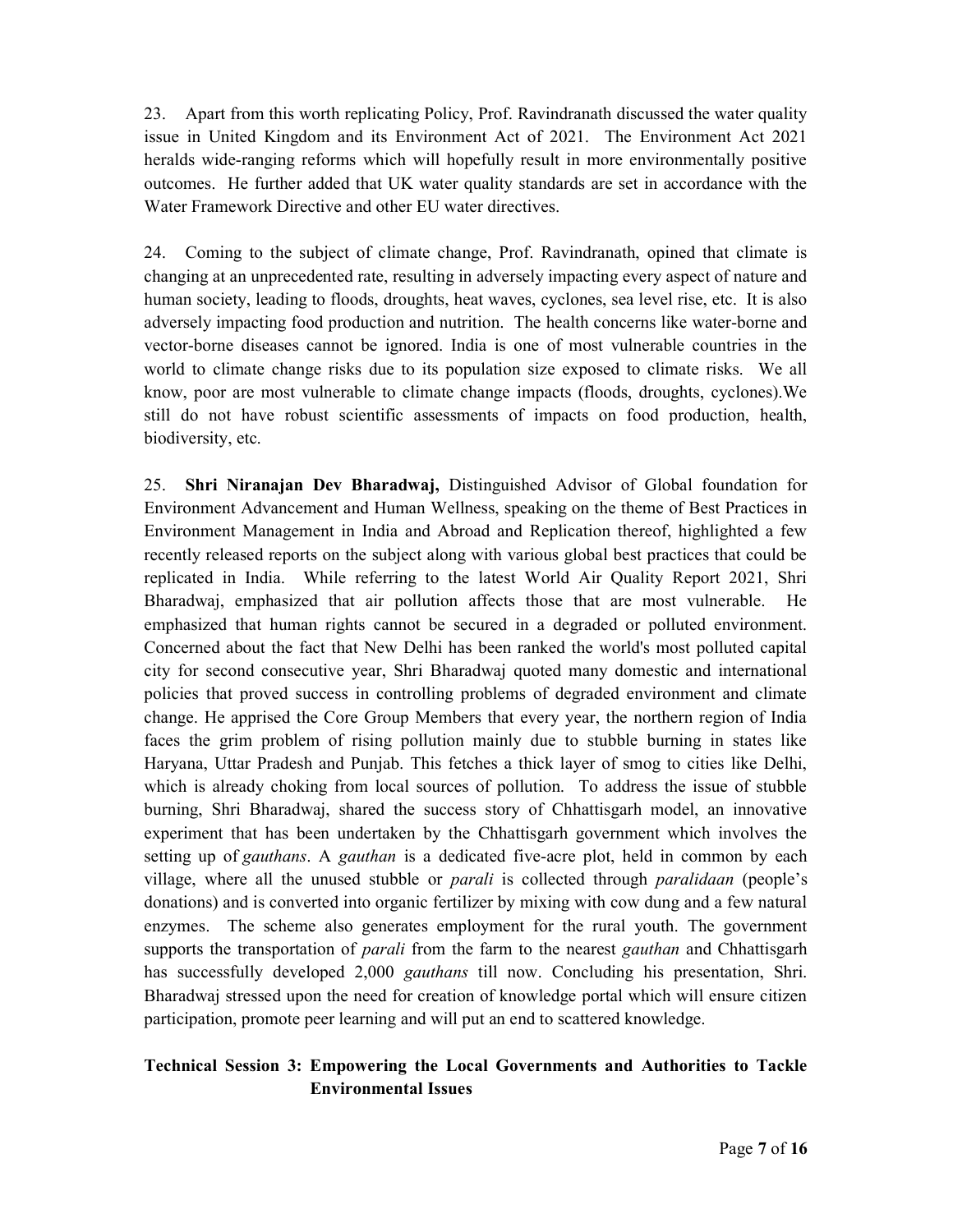23. Apart from this worth replicating Policy, Prof. Ravindranath discussed the water quality issue in United Kingdom and its Environment Act of 2021. The Environment Act 2021 heralds wide-ranging reforms which will hopefully result in more environmentally positive outcomes. He further added that UK water quality standards are set in accordance with the Water Framework Directive and other EU water directives.

24. Coming to the subject of climate change, Prof. Ravindranath, opined that climate is changing at an unprecedented rate, resulting in adversely impacting every aspect of nature and human society, leading to floods, droughts, heat waves, cyclones, sea level rise, etc. It is also adversely impacting food production and nutrition. The health concerns like water-borne and vector-borne diseases cannot be ignored. India is one of most vulnerable countries in the world to climate change risks due to its population size exposed to climate risks. We all know, poor are most vulnerable to climate change impacts (floods, droughts, cyclones).We still do not have robust scientific assessments of impacts on food production, health, biodiversity, etc.

25. **Shri Niranajan Dev Bharadwaj,** Distinguished Advisor of Global foundation for Environment Advancement and Human Wellness, speaking on the theme of Best Practices in Environment Management in India and Abroad and Replication thereof, highlighted a few recently released reports on the subject along with various global best practices that could be replicated in India. While referring to the latest World Air Quality Report 2021, Shri Bharadwaj, emphasized that air pollution affects those that are most vulnerable. He emphasized that human rights cannot be secured in a degraded or polluted environment. Concerned about the fact that New Delhi has been ranked the world's most polluted capital city for second consecutive year, Shri Bharadwaj quoted many domestic and international policies that proved success in controlling problems of degraded environment and climate change. He apprised the Core Group Members that every year, the northern region of India faces the grim problem of rising pollution mainly due to stubble burning in states like Haryana, Uttar Pradesh and Punjab. This fetches a thick layer of smog to cities like Delhi, which is already choking from local sources of pollution. To address the issue of stubble burning, Shri Bharadwaj, shared the success story of Chhattisgarh model, an innovative experiment that has been undertaken by the Chhattisgarh government which involves the setting up of *gauthans*. A *gauthan* is a dedicated five-acre plot, held in common by each village, where all the unused stubble or *parali* is collected through *paralidaan* (people's donations) and is converted into organic fertilizer by mixing with cow dung and a few natural enzymes. The scheme also generates employment for the rural youth. The government supports the transportation of *parali* from the farm to the nearest *gauthan* and Chhattisgarh has successfully developed 2,000 *gauthans* till now. Concluding his presentation, Shri. Bharadwaj stressed upon the need for creation of knowledge portal which will ensure citizen participation, promote peer learning and will put an end to scattered knowledge.

## Technical Session 3: Empowering the Local Governments and Authorities to Tackle Environmental Issues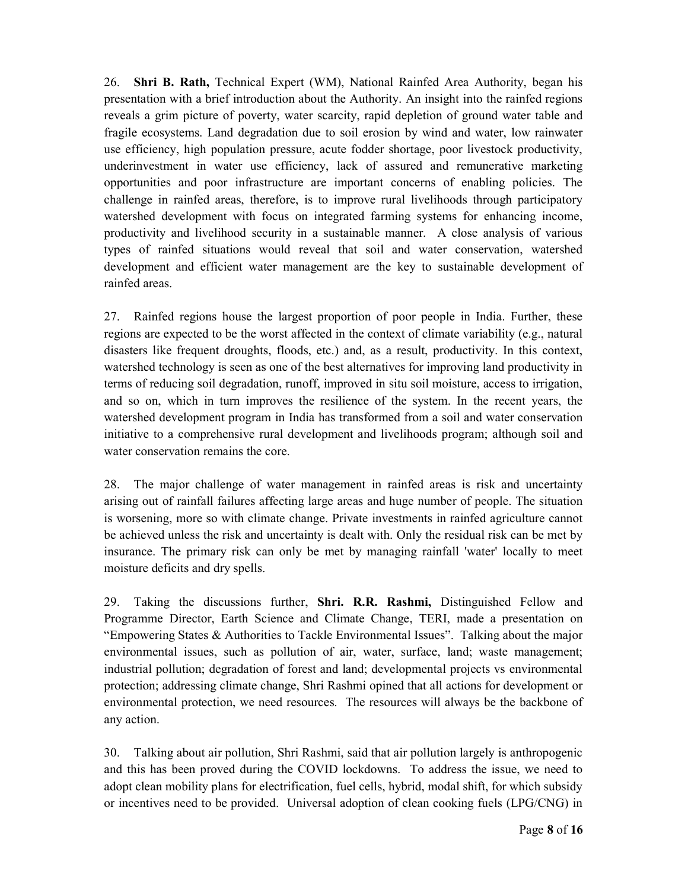26. **Shri B. Rath,** Technical Expert (WM), National Rainfed Area Authority, began his presentation with a brief introduction about the Authority. An insight into the rainfed regions reveals a grim picture of poverty, water scarcity, rapid depletion of ground water table and fragile ecosystems. Land degradation due to soil erosion by wind and water, low rainwater use efficiency, high population pressure, acute fodder shortage, poor livestock productivity, underinvestment in water use efficiency, lack of assured and remunerative marketing opportunities and poor infrastructure are important concerns of enabling policies. The challenge in rainfed areas, therefore, is to improve rural livelihoods through participatory watershed development with focus on integrated farming systems for enhancing income, productivity and livelihood security in a sustainable manner. A close analysis of various types of rainfed situations would reveal that soil and water conservation, watershed development and efficient water management are the key to sustainable development of rainfed areas.

27. Rainfed regions house the largest proportion of poor people in India. Further, these regions are expected to be the worst affected in the context of climate variability (e.g., natural disasters like frequent droughts, floods, etc.) and, as a result, productivity. In this context, watershed technology is seen as one of the best alternatives for improving land productivity in terms of reducing soil degradation, runoff, improved in situ soil moisture, access to irrigation, and so on, which in turn improves the resilience of the system. In the recent years, the watershed development program in India has transformed from a soil and water conservation initiative to a comprehensive rural development and livelihoods program; although soil and water conservation remains the core.

28. The major challenge of water management in rainfed areas is risk and uncertainty arising out of rainfall failures affecting large areas and huge number of people. The situation is worsening, more so with climate change. Private investments in rainfed agriculture cannot be achieved unless the risk and uncertainty is dealt with. Only the residual risk can be met by insurance. The primary risk can only be met by managing rainfall 'water' locally to meet moisture deficits and dry spells.

29. Taking the discussions further, **Shri. R.R. Rashmi,** Distinguished Fellow and Programme Director, Earth Science and Climate Change, TERI, made a presentation on "Empowering States & Authorities to Tackle Environmental Issues". Talking about the major environmental issues, such as pollution of air, water, surface, land; waste management; industrial pollution; degradation of forest and land; developmental projects vs environmental protection; addressing climate change, Shri Rashmi opined that all actions for development or environmental protection, we need resources. The resources will always be the backbone of any action.

30. Talking about air pollution, Shri Rashmi, said that air pollution largely is anthropogenic and this has been proved during the COVID lockdowns. To address the issue, we need to adopt clean mobility plans for electrification, fuel cells, hybrid, modal shift, for which subsidy or incentives need to be provided. Universal adoption of clean cooking fuels (LPG/CNG) in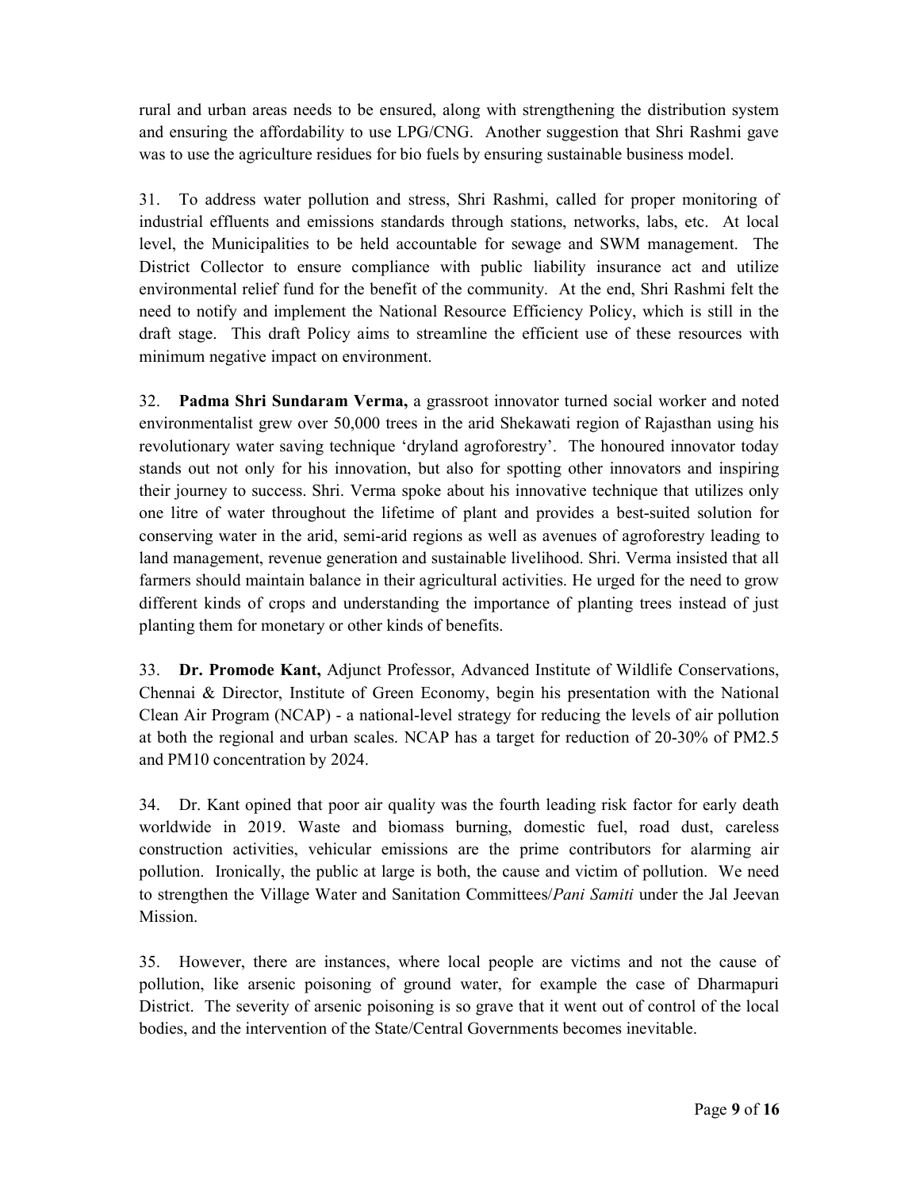rural and urban areas needs to be ensured, along with strengthening the distribution system and ensuring the affordability to use LPG/CNG. Another suggestion that Shri Rashmi gave was to use the agriculture residues for bio fuels by ensuring sustainable business model.

31. To address water pollution and stress, Shri Rashmi, called for proper monitoring of industrial effluents and emissions standards through stations, networks, labs, etc. At local level, the Municipalities to be held accountable for sewage and SWM management. The District Collector to ensure compliance with public liability insurance act and utilize environmental relief fund for the benefit of the community. At the end, Shri Rashmi felt the need to notify and implement the National Resource Efficiency Policy, which is still in the draft stage. This draft Policy aims to streamline the efficient use of these resources with minimum negative impact on environment.

32. **Padma Shri Sundaram Verma,** a grassroot innovator turned social worker and noted environmentalist grew over 50,000 trees in the arid Shekawati region of Rajasthan using his revolutionary water saving technique 'dryland agroforestry'. The honoured innovator today stands out not only for his innovation, but also for spotting other innovators and inspiring their journey to success. Shri. Verma spoke about his innovative technique that utilizes only one litre of water throughout the lifetime of plant and provides a best-suited solution for conserving water in the arid, semi-arid regions as well as avenues of agroforestry leading to land management, revenue generation and sustainable livelihood. Shri. Verma insisted that all farmers should maintain balance in their agricultural activities. He urged for the need to grow different kinds of crops and understanding the importance of planting trees instead of just planting them for monetary or other kinds of benefits.

33. **Dr. Promode Kant,** Adjunct Professor, Advanced Institute of Wildlife Conservations, Chennai & Director, Institute of Green Economy, begin his presentation with the National Clean Air Program (NCAP) - a national-level strategy for reducing the levels of air pollution at both the regional and urban scales. NCAP has a target for reduction of 20-30% of PM2.5 and PM10 concentration by 2024.

34. Dr. Kant opined that poor air quality was the fourth leading risk factor for early death worldwide in 2019. Waste and biomass burning, domestic fuel, road dust, careless construction activities, vehicular emissions are the prime contributors for alarming air pollution. Ironically, the public at large is both, the cause and victim of pollution. We need to strengthen the Village Water and Sanitation Committees/*Pani Samiti* under the Jal Jeevan Mission.

35. However, there are instances, where local people are victims and not the cause of pollution, like arsenic poisoning of ground water, for example the case of Dharmapuri District. The severity of arsenic poisoning is so grave that it went out of control of the local bodies, and the intervention of the State/Central Governments becomes inevitable.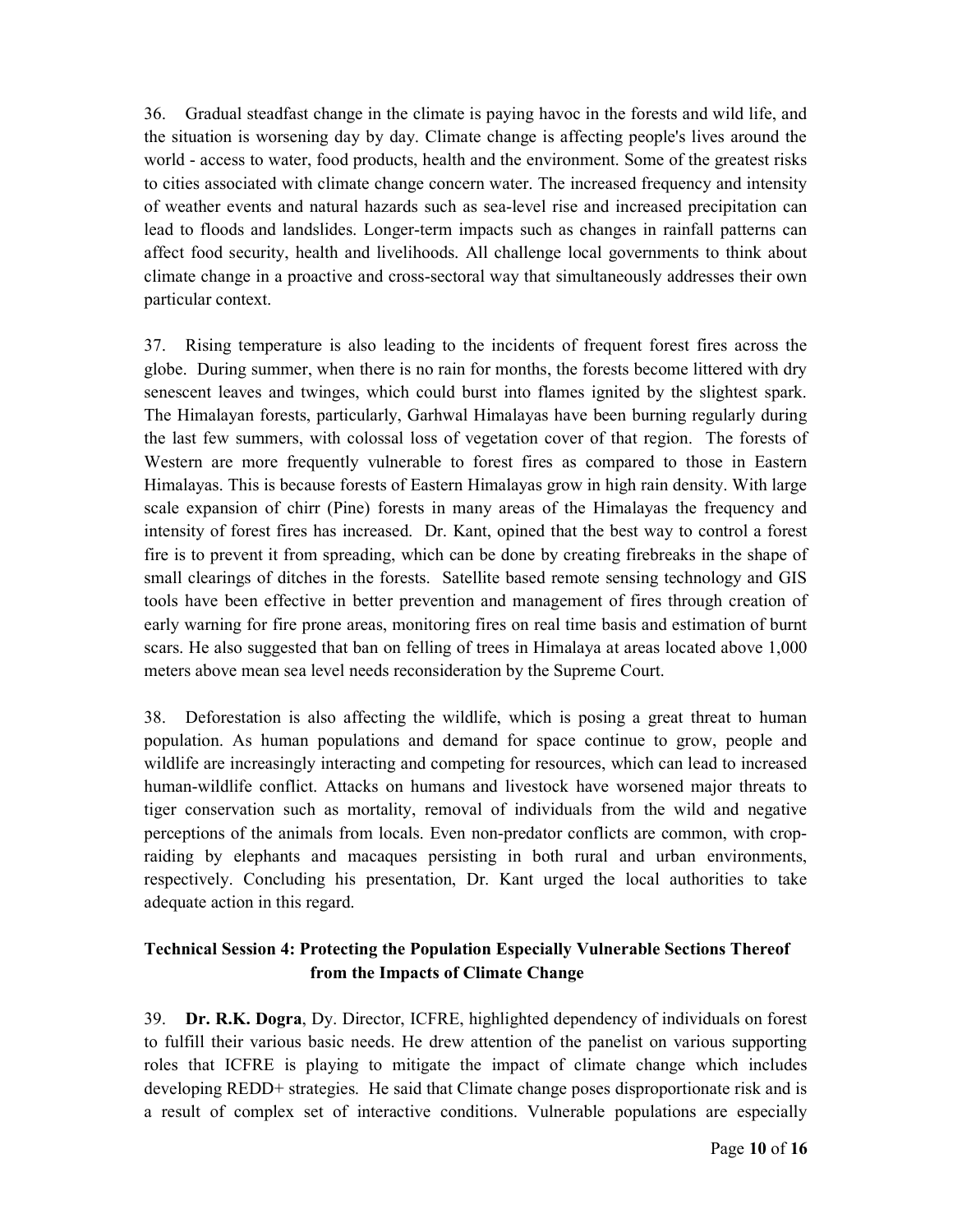36. Gradual steadfast change in the climate is paying havoc in the forests and wild life, and the situation is worsening day by day. Climate change is affecting people's lives around the world - access to water, food products, health and the environment. Some of the greatest risks to cities associated with climate change concern water. The increased frequency and intensity of weather events and natural hazards such as sea-level rise and increased precipitation can lead to floods and landslides. Longer-term impacts such as changes in rainfall patterns can affect food security, health and livelihoods. All challenge local governments to think about climate change in a proactive and cross-sectoral way that simultaneously addresses their own particular context.

37. Rising temperature is also leading to the incidents of frequent forest fires across the globe. During summer, when there is no rain for months, the forests become littered with dry senescent leaves and twinges, which could burst into flames ignited by the slightest spark. The Himalayan forests, particularly, Garhwal Himalayas have been burning regularly during the last few summers, with colossal loss of vegetation cover of that region. The forests of Western are more frequently vulnerable to forest fires as compared to those in Eastern Himalayas. This is because forests of Eastern Himalayas grow in high rain density. With large scale expansion of chirr (Pine) forests in many areas of the Himalayas the frequency and intensity of forest fires has increased. Dr. Kant, opined that the best way to control a forest fire is to prevent it from spreading, which can be done by creating firebreaks in the shape of small clearings of ditches in the forests. Satellite based remote sensing technology and GIS tools have been effective in better prevention and management of fires through creation of early warning for fire prone areas, monitoring fires on real time basis and estimation of burnt scars. He also suggested that ban on felling of trees in Himalaya at areas located above 1,000 meters above mean sea level needs reconsideration by the Supreme Court.

38. Deforestation is also affecting the wildlife, which is posing a great threat to human population. As human populations and demand for space continue to grow, people and wildlife are increasingly interacting and competing for resources, which can lead to increased human-wildlife conflict. Attacks on humans and livestock have worsened major threats to tiger conservation such as mortality, removal of individuals from the wild and negative perceptions of the animals from locals. Even non-predator conflicts are common, with crop-raiding by elephants and macaques persisting in both rural and urban environments, respectively. Concluding his presentation, Dr. Kant urged the local authorities to take adequate action in this regard.

### Technical Session 4: Protecting the Population Especially Vulnerable Sections Thereof from the Impacts of Climate Change

39. **Dr. R.K. Dogra**, Dy. Director, ICFRE, highlighted dependency of individuals on forest to fulfill their various basic needs. He drew attention of the panelist on various supporting roles that ICFRE is playing to mitigate the impact of climate change which includes developing REDD+ strategies. He said that Climate change poses disproportionate risk and is a result of complex set of interactive conditions. Vulnerable populations are especially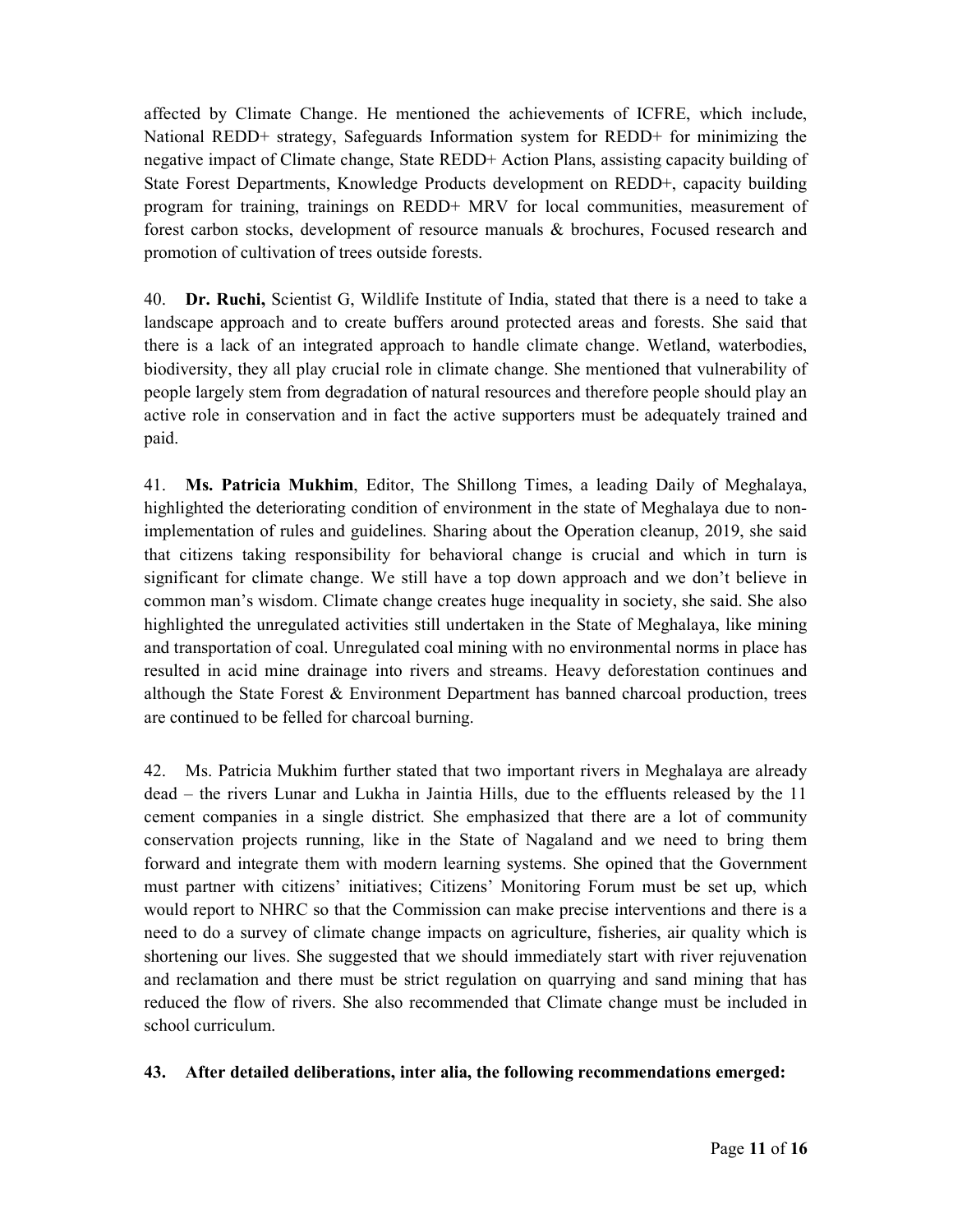affected by Climate Change. He mentioned the achievements of ICFRE, which include, National REDD+ strategy, Safeguards Information system for REDD+ for minimizing the negative impact of Climate change, State REDD+ Action Plans, assisting capacity building of State Forest Departments, Knowledge Products development on REDD+, capacity building program for training, trainings on REDD+ MRV for local communities, measurement of forest carbon stocks, development of resource manuals & brochures, Focused research and promotion of cultivation of trees outside forests.

40. **Dr. Ruchi,** Scientist G, Wildlife Institute of India, stated that there is a need to take a landscape approach and to create buffers around protected areas and forests. She said that there is a lack of an integrated approach to handle climate change. Wetland, waterbodies, biodiversity, they all play crucial role in climate change. She mentioned that vulnerability of people largely stem from degradation of natural resources and therefore people should play an active role in conservation and in fact the active supporters must be adequately trained and paid.

41. **Ms. Patricia Mukhim**, Editor, The Shillong Times, a leading Daily of Meghalaya, highlighted the deteriorating condition of environment in the state of Meghalaya due to non-implementation of rules and guidelines. Sharing about the Operation cleanup, 2019, she said that citizens taking responsibility for behavioral change is crucial and which in turn is significant for climate change. We still have a top down approach and we don't believe in common man's wisdom. Climate change creates huge inequality in society, she said. She also highlighted the unregulated activities still undertaken in the State of Meghalaya, like mining and transportation of coal. Unregulated coal mining with no environmental norms in place has resulted in acid mine drainage into rivers and streams. Heavy deforestation continues and although the State Forest & Environment Department has banned charcoal production, trees are continued to be felled for charcoal burning.

42. Ms. Patricia Mukhim further stated that two important rivers in Meghalaya are already dead – the rivers Lunar and Lukha in Jaintia Hills, due to the effluents released by the 11 cement companies in a single district. She emphasized that there are a lot of community conservation projects running, like in the State of Nagaland and we need to bring them forward and integrate them with modern learning systems. She opined that the Government must partner with citizens' initiatives; Citizens' Monitoring Forum must be set up, which would report to NHRC so that the Commission can make precise interventions and there is a need to do a survey of climate change impacts on agriculture, fisheries, air quality which is shortening our lives. She suggested that we should immediately start with river rejuvenation and reclamation and there must be strict regulation on quarrying and sand mining that has reduced the flow of rivers. She also recommended that Climate change must be included in school curriculum.

**43. After detailed deliberations, inter alia, the following recommendations emerged:**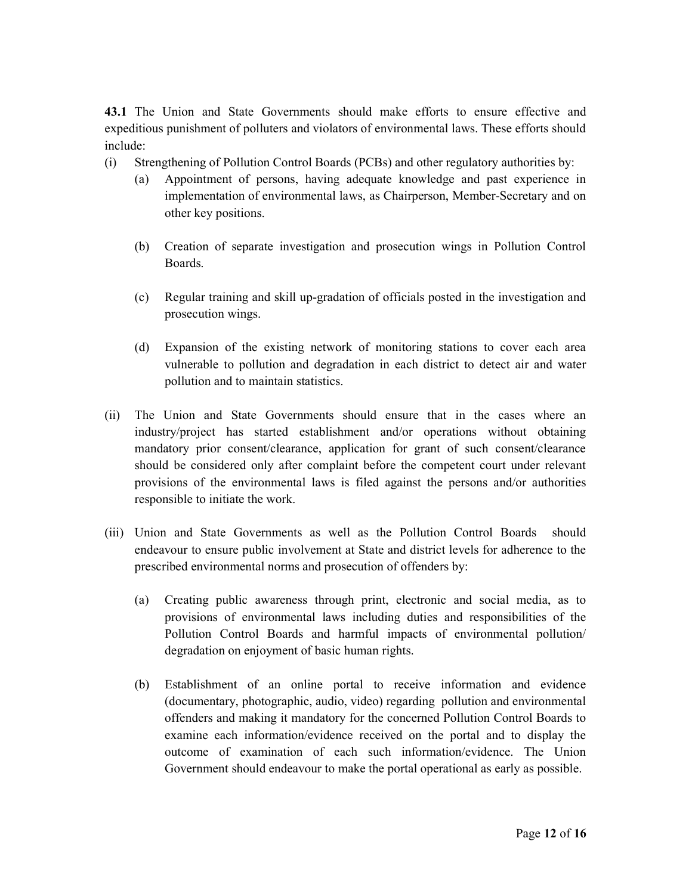**43.1** The Union and State Governments should make efforts to ensure effective and expeditious punishment of polluters and violators of environmental laws. These efforts should include:

(i) Strengthening of Pollution Control Boards (PCBs) and other regulatory authorities by:

  (a) Appointment of persons, having adequate knowledge and past experience in implementation of environmental laws, as Chairperson, Member-Secretary and on other key positions.

  (b) Creation of separate investigation and prosecution wings in Pollution Control Boards.

  (c) Regular training and skill up-gradation of officials posted in the investigation and prosecution wings.

  (d) Expansion of the existing network of monitoring stations to cover each area vulnerable to pollution and degradation in each district to detect air and water pollution and to maintain statistics.

(ii) The Union and State Governments should ensure that in the cases where an industry/project has started establishment and/or operations without obtaining mandatory prior consent/clearance, application for grant of such consent/clearance should be considered only after complaint before the competent court under relevant provisions of the environmental laws is filed against the persons and/or authorities responsible to initiate the work.

(iii) Union and State Governments as well as the Pollution Control Boards should endeavour to ensure public involvement at State and district levels for adherence to the prescribed environmental norms and prosecution of offenders by:

  (a) Creating public awareness through print, electronic and social media, as to provisions of environmental laws including duties and responsibilities of the Pollution Control Boards and harmful impacts of environmental pollution/ degradation on enjoyment of basic human rights.

  (b) Establishment of an online portal to receive information and evidence (documentary, photographic, audio, video) regarding pollution and environmental offenders and making it mandatory for the concerned Pollution Control Boards to examine each information/evidence received on the portal and to display the outcome of examination of each such information/evidence. The Union Government should endeavour to make the portal operational as early as possible.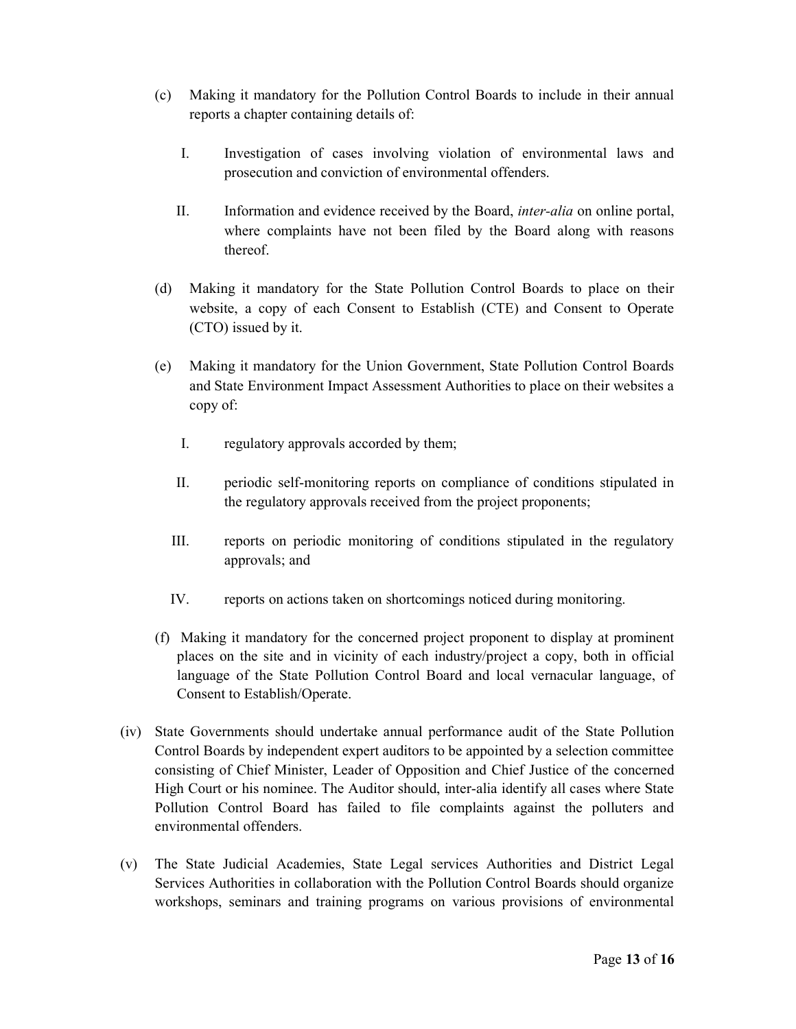(c) Making it mandatory for the Pollution Control Boards to include in their annual reports a chapter containing details of:

   I. Investigation of cases involving violation of environmental laws and prosecution and conviction of environmental offenders.

   II. Information and evidence received by the Board, *inter-alia* on online portal, where complaints have not been filed by the Board along with reasons thereof.

(d) Making it mandatory for the State Pollution Control Boards to place on their website, a copy of each Consent to Establish (CTE) and Consent to Operate (CTO) issued by it.

(e) Making it mandatory for the Union Government, State Pollution Control Boards and State Environment Impact Assessment Authorities to place on their websites a copy of:

   I. regulatory approvals accorded by them;

   II. periodic self-monitoring reports on compliance of conditions stipulated in the regulatory approvals received from the project proponents;

   III. reports on periodic monitoring of conditions stipulated in the regulatory approvals; and

   IV. reports on actions taken on shortcomings noticed during monitoring.

(f) Making it mandatory for the concerned project proponent to display at prominent places on the site and in vicinity of each industry/project a copy, both in official language of the State Pollution Control Board and local vernacular language, of Consent to Establish/Operate.

(iv) State Governments should undertake annual performance audit of the State Pollution Control Boards by independent expert auditors to be appointed by a selection committee consisting of Chief Minister, Leader of Opposition and Chief Justice of the concerned High Court or his nominee. The Auditor should, inter-alia identify all cases where State Pollution Control Board has failed to file complaints against the polluters and environmental offenders.

(v) The State Judicial Academies, State Legal services Authorities and District Legal Services Authorities in collaboration with the Pollution Control Boards should organize workshops, seminars and training programs on various provisions of environmental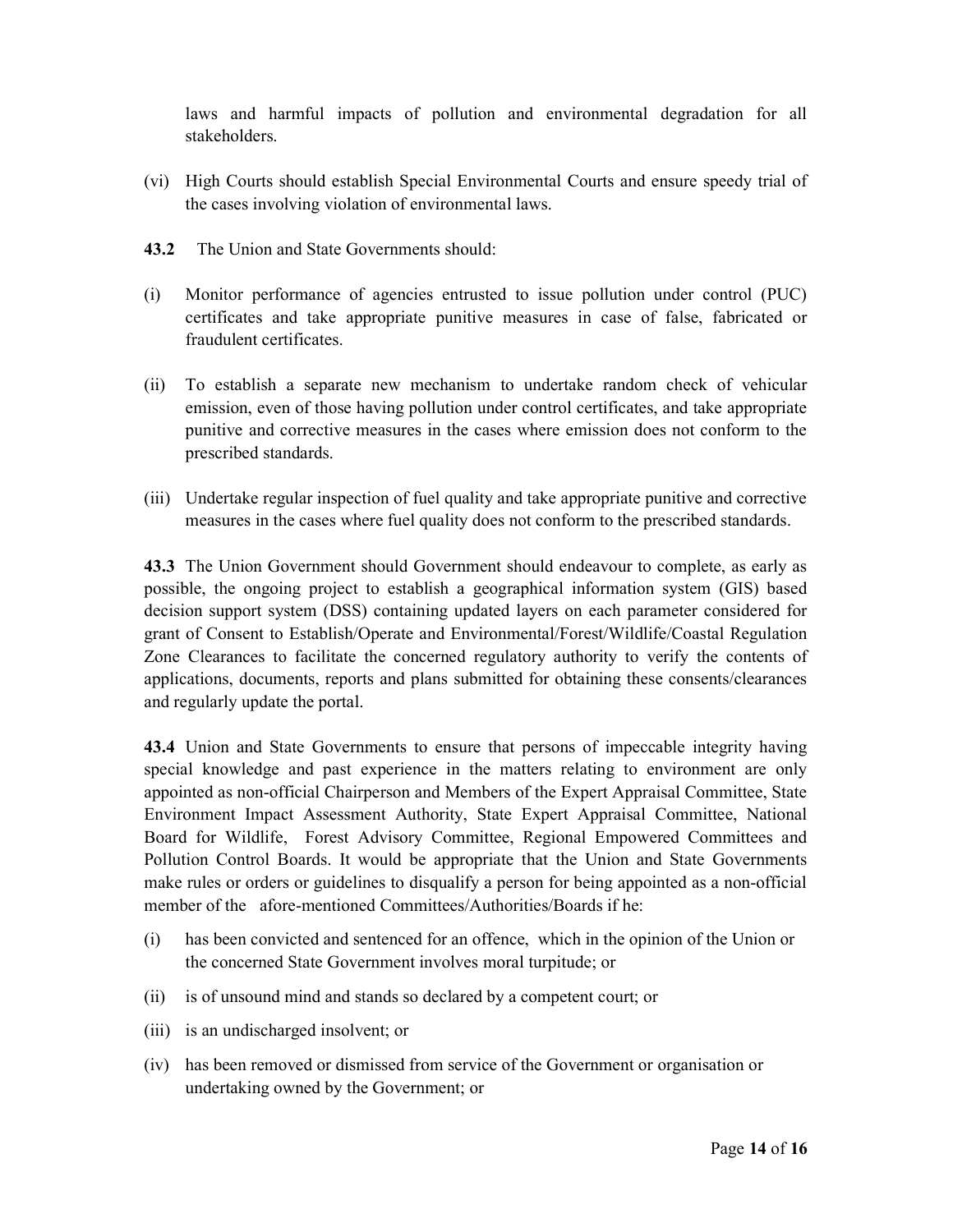laws and harmful impacts of pollution and environmental degradation for all stakeholders.

(vi) High Courts should establish Special Environmental Courts and ensure speedy trial of the cases involving violation of environmental laws.

**43.2** The Union and State Governments should:

(i) Monitor performance of agencies entrusted to issue pollution under control (PUC) certificates and take appropriate punitive measures in case of false, fabricated or fraudulent certificates.

(ii) To establish a separate new mechanism to undertake random check of vehicular emission, even of those having pollution under control certificates, and take appropriate punitive and corrective measures in the cases where emission does not conform to the prescribed standards.

(iii) Undertake regular inspection of fuel quality and take appropriate punitive and corrective measures in the cases where fuel quality does not conform to the prescribed standards.

**43.3** The Union Government should Government should endeavour to complete, as early as possible, the ongoing project to establish a geographical information system (GIS) based decision support system (DSS) containing updated layers on each parameter considered for grant of Consent to Establish/Operate and Environmental/Forest/Wildlife/Coastal Regulation Zone Clearances to facilitate the concerned regulatory authority to verify the contents of applications, documents, reports and plans submitted for obtaining these consents/clearances and regularly update the portal.

**43.4** Union and State Governments to ensure that persons of impeccable integrity having special knowledge and past experience in the matters relating to environment are only appointed as non-official Chairperson and Members of the Expert Appraisal Committee, State Environment Impact Assessment Authority, State Expert Appraisal Committee, National Board for Wildlife, Forest Advisory Committee, Regional Empowered Committees and Pollution Control Boards. It would be appropriate that the Union and State Governments make rules or orders or guidelines to disqualify a person for being appointed as a non-official member of the afore-mentioned Committees/Authorities/Boards if he:

(i) has been convicted and sentenced for an offence, which in the opinion of the Union or the concerned State Government involves moral turpitude; or

(ii) is of unsound mind and stands so declared by a competent court; or

(iii) is an undischarged insolvent; or

(iv) has been removed or dismissed from service of the Government or organisation or undertaking owned by the Government; or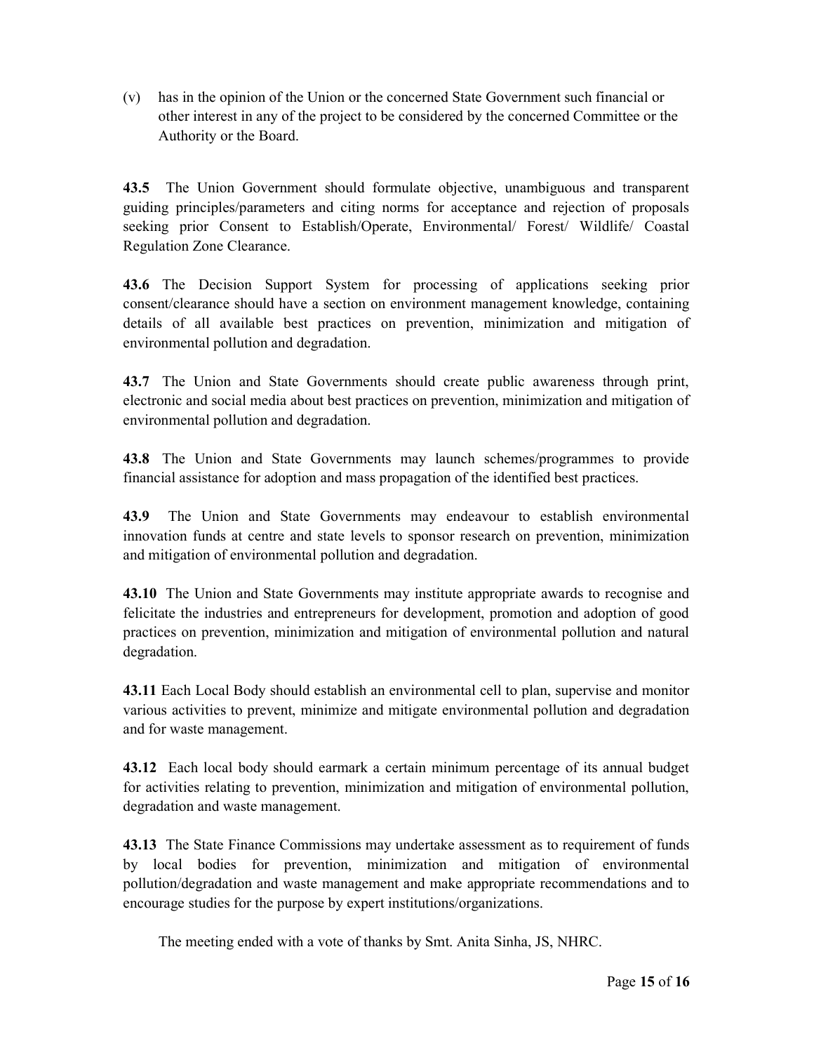(v) has in the opinion of the Union or the concerned State Government such financial or other interest in any of the project to be considered by the concerned Committee or the Authority or the Board.

**43.5** The Union Government should formulate objective, unambiguous and transparent guiding principles/parameters and citing norms for acceptance and rejection of proposals seeking prior Consent to Establish/Operate, Environmental/ Forest/ Wildlife/ Coastal Regulation Zone Clearance.

**43.6** The Decision Support System for processing of applications seeking prior consent/clearance should have a section on environment management knowledge, containing details of all available best practices on prevention, minimization and mitigation of environmental pollution and degradation.

**43.7** The Union and State Governments should create public awareness through print, electronic and social media about best practices on prevention, minimization and mitigation of environmental pollution and degradation.

**43.8** The Union and State Governments may launch schemes/programmes to provide financial assistance for adoption and mass propagation of the identified best practices.

**43.9** The Union and State Governments may endeavour to establish environmental innovation funds at centre and state levels to sponsor research on prevention, minimization and mitigation of environmental pollution and degradation.

**43.10** The Union and State Governments may institute appropriate awards to recognise and felicitate the industries and entrepreneurs for development, promotion and adoption of good practices on prevention, minimization and mitigation of environmental pollution and natural degradation.

**43.11** Each Local Body should establish an environmental cell to plan, supervise and monitor various activities to prevent, minimize and mitigate environmental pollution and degradation and for waste management.

**43.12** Each local body should earmark a certain minimum percentage of its annual budget for activities relating to prevention, minimization and mitigation of environmental pollution, degradation and waste management.

**43.13** The State Finance Commissions may undertake assessment as to requirement of funds by local bodies for prevention, minimization and mitigation of environmental pollution/degradation and waste management and make appropriate recommendations and to encourage studies for the purpose by expert institutions/organizations.

The meeting ended with a vote of thanks by Smt. Anita Sinha, JS, NHRC.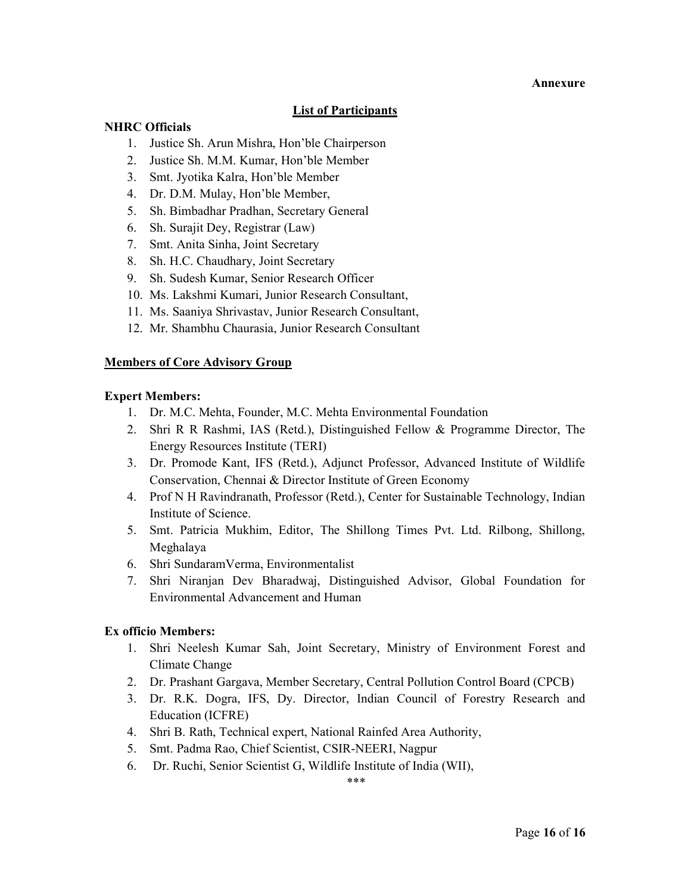**Annexure**

## List of Participants

**NHRC Officials**

1. Justice Sh. Arun Mishra, Hon'ble Chairperson
2. Justice Sh. M.M. Kumar, Hon'ble Member
3. Smt. Jyotika Kalra, Hon'ble Member
4. Dr. D.M. Mulay, Hon'ble Member,
5. Sh. Bimbadhar Pradhan, Secretary General
6. Sh. Surajit Dey, Registrar (Law)
7. Smt. Anita Sinha, Joint Secretary
8. Sh. H.C. Chaudhary, Joint Secretary
9. Sh. Sudesh Kumar, Senior Research Officer
10. Ms. Lakshmi Kumari, Junior Research Consultant,
11. Ms. Saaniya Shrivastav, Junior Research Consultant,
12. Mr. Shambhu Chaurasia, Junior Research Consultant

**Members of Core Advisory Group**

**Expert Members:**

1. Dr. M.C. Mehta, Founder, M.C. Mehta Environmental Foundation
2. Shri R R Rashmi, IAS (Retd.), Distinguished Fellow & Programme Director, The Energy Resources Institute (TERI)
3. Dr. Promode Kant, IFS (Retd.), Adjunct Professor, Advanced Institute of Wildlife Conservation, Chennai & Director Institute of Green Economy
4. Prof N H Ravindranath, Professor (Retd.), Center for Sustainable Technology, Indian Institute of Science.
5. Smt. Patricia Mukhim, Editor, The Shillong Times Pvt. Ltd. Rilbong, Shillong, Meghalaya
6. Shri SundaramVerma, Environmentalist
7. Shri Niranjan Dev Bharadwaj, Distinguished Advisor, Global Foundation for Environmental Advancement and Human

**Ex officio Members:**

1. Shri Neelesh Kumar Sah, Joint Secretary, Ministry of Environment Forest and Climate Change
2. Dr. Prashant Gargava, Member Secretary, Central Pollution Control Board (CPCB)
3. Dr. R.K. Dogra, IFS, Dy. Director, Indian Council of Forestry Research and Education (ICFRE)
4. Shri B. Rath, Technical expert, National Rainfed Area Authority,
5. Smt. Padma Rao, Chief Scientist, CSIR-NEERI, Nagpur
6. Dr. Ruchi, Senior Scientist G, Wildlife Institute of India (WII),

***